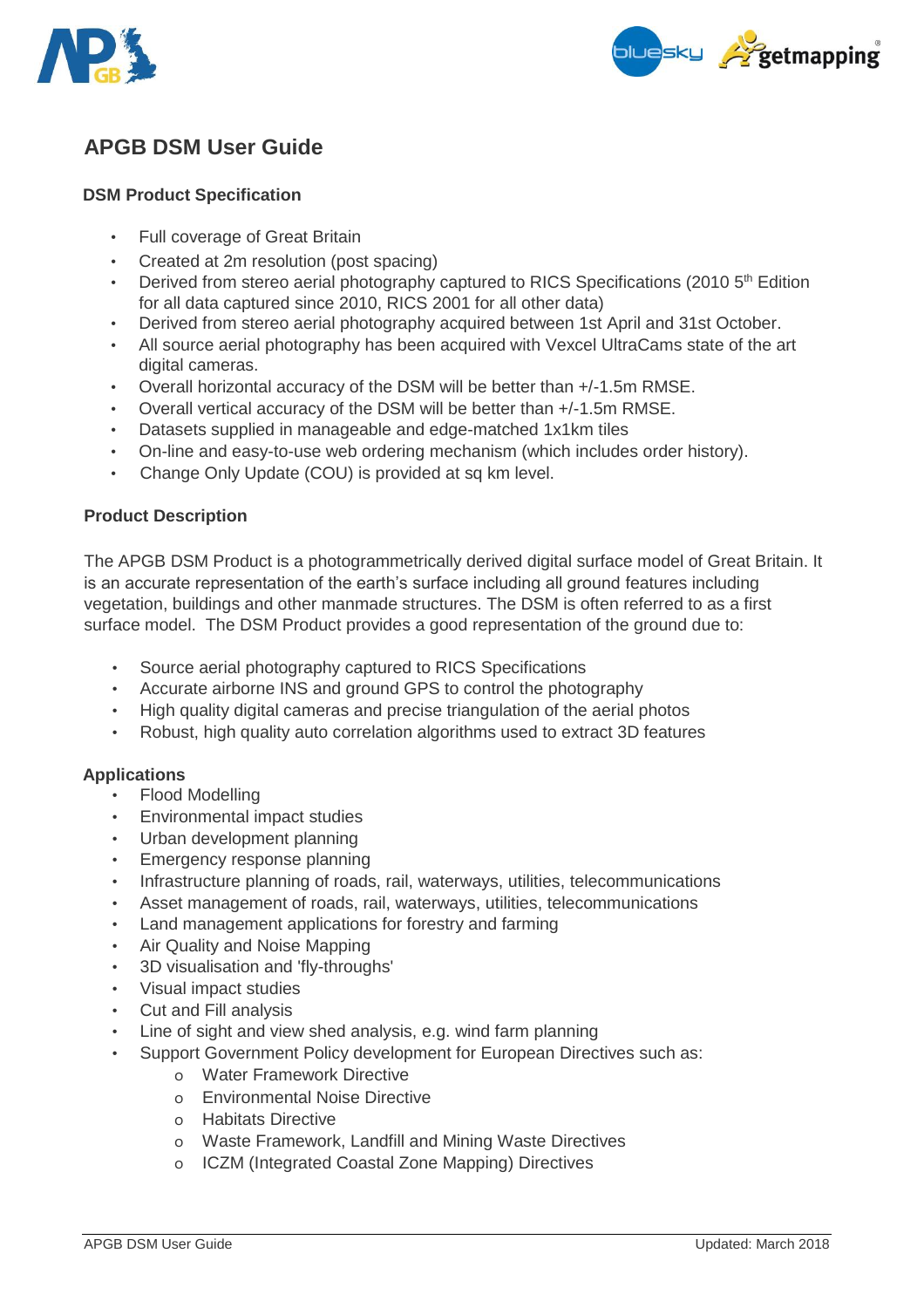# APGB DSM User Guide

### DSM Product Specification

- Full coverage of Great Britain
- Created at 2m resolution (post spacing)
- Derived from stereo aerial photography captured to RICS Specifications (2010 5th Edition for all data captured since 2010, RICS 2001 for all other data)
- Derived from stereo aerial photography acquired between 1st April and 31st October.
- All source aerial photography has been acquired with Vexcel UltraCams state of the art digital cameras.
- Overall horizontal accuracy of the DSM will be better than +/-1.5m RMSE.
- Overall vertical accuracy of the DSM will be better than +/-1.5m RMSE.
- Datasets supplied in manageable and edge-matched 1x1km tiles
- On-line and easy-to-use web ordering mechanism (which includes order history).
- Change Only Update (COU) is provided at sq km level.

### Product Description

The APGB DSM Product is a photogrammetrically derived digital surface model of Great Britain. It is an accurate representation of the earth's surface including all ground features including vegetation, buildings and other manmade structures. The DSM is often referred to as a first surface model. The DSM Product provides a good representation of the ground due to:

- Source aerial photography captured to RICS Specifications
- Accurate airborne INS and ground GPS to control the photography
- High quality digital cameras and precise triangulation of the aerial photos
- Robust, high quality auto correlation algorithms used to extract 3D features

### Applications

- Flood Modelling
- Environmental impact studies
- Urban development planning
- Emergency response planning
- Infrastructure planning of roads, rail, waterways, utilities, telecommunications
- Asset management of roads, rail, waterways, utilities, telecommunications
- Land management applications for forestry and farming
- Air Quality and Noise Mapping
- 3D visualisation and 'fly-throughs'
- Visual impact studies
- Cut and Fill analysis
- Line of sight and view shed analysis, e.g. wind farm planning
- Support Government Policy development for European Directives such as:
  - Water Framework Directive
  - Environmental Noise Directive
  - Habitats Directive
  - Waste Framework, Landfill and Mining Waste Directives
  - ICZM (Integrated Coastal Zone Mapping) Directives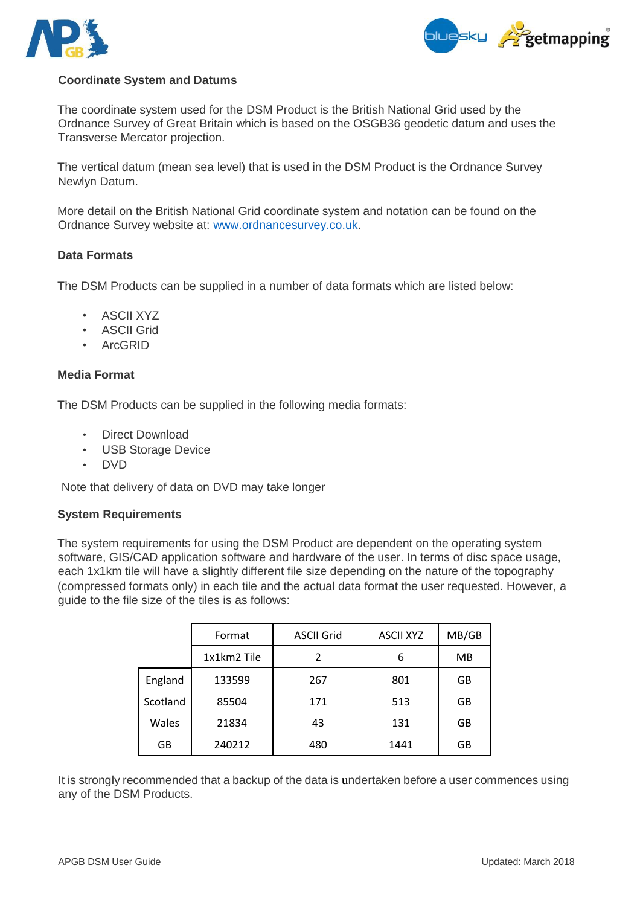### Coordinate System and Datums

The coordinate system used for the DSM Product is the British National Grid used by the Ordnance Survey of Great Britain which is based on the OSGB36 geodetic datum and uses the Transverse Mercator projection.

The vertical datum (mean sea level) that is used in the DSM Product is the Ordnance Survey Newlyn Datum.

More detail on the British National Grid coordinate system and notation can be found on the Ordnance Survey website at: www.ordnancesurvey.co.uk.

### Data Formats

The DSM Products can be supplied in a number of data formats which are listed below:

- ASCII XYZ
- ASCII Grid
- ArcGRID

### Media Format

The DSM Products can be supplied in the following media formats:

- Direct Download
- USB Storage Device
- DVD

Note that delivery of data on DVD may take longer

### System Requirements

The system requirements for using the DSM Product are dependent on the operating system software, GIS/CAD application software and hardware of the user. In terms of disc space usage, each 1x1km tile will have a slightly different file size depending on the nature of the topography (compressed formats only) in each tile and the actual data format the user requested. However, a guide to the file size of the tiles is as follows:

| | Format | ASCII Grid | ASCII XYZ | MB/GB |
|---|---|---|---|---|
| | 1x1km2 Tile | 2 | 6 | MB |
| England | 133599 | 267 | 801 | GB |
| Scotland | 85504 | 171 | 513 | GB |
| Wales | 21834 | 43 | 131 | GB |
| GB | 240212 | 480 | 1441 | GB |

It is strongly recommended that a backup of the data is undertaken before a user commences using any of the DSM Products.